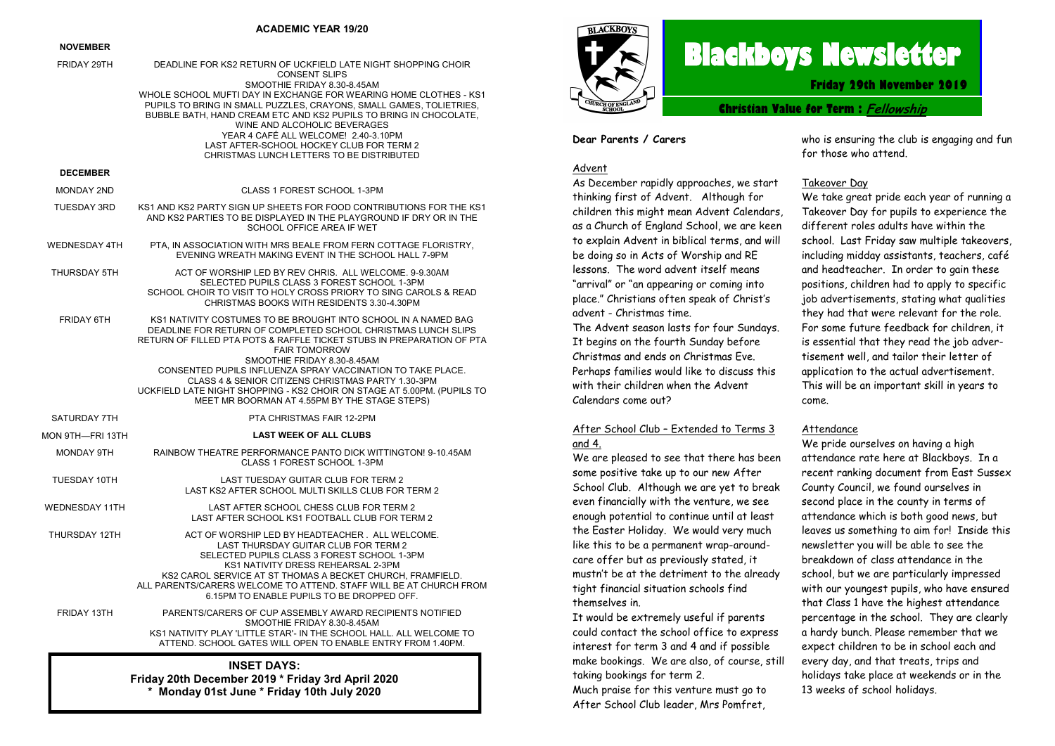## ACADEMIC YEAR 19/20

**NOVEMBER**

| | |
|---|---|
| FRIDAY 29TH | DEADLINE FOR KS2 RETURN OF UCKFIELD LATE NIGHT SHOPPING CHOIR CONSENT SLIPS<br>SMOOTHIE FRIDAY 8.30-8.45AM<br>WHOLE SCHOOL MUFTI DAY IN EXCHANGE FOR WEARING HOME CLOTHES - KS1 PUPILS TO BRING IN SMALL PUZZLES, CRAYONS, SMALL GAMES, TOLIETRIES, BUBBLE BATH, HAND CREAM ETC AND KS2 PUPILS TO BRING IN CHOCOLATE, WINE AND ALCOHOLIC BEVERAGES<br>YEAR 4 CAFÉ ALL WELCOME! 2.40-3.10PM<br>LAST AFTER-SCHOOL HOCKEY CLUB FOR TERM 2<br>CHRISTMAS LUNCH LETTERS TO BE DISTRIBUTED |

**DECEMBER**

| | |
|---|---|
| MONDAY 2ND | CLASS 1 FOREST SCHOOL 1-3PM |
| TUESDAY 3RD | KS1 AND KS2 PARTY SIGN UP SHEETS FOR FOOD CONTRIBUTIONS FOR THE KS1 AND KS2 PARTIES TO BE DISPLAYED IN THE PLAYGROUND IF DRY OR IN THE SCHOOL OFFICE AREA IF WET |
| WEDNESDAY 4TH | PTA, IN ASSOCIATION WITH MRS BEALE FROM FERN COTTAGE FLORISTRY, EVENING WREATH MAKING EVENT IN THE SCHOOL HALL 7-9PM |
| THURSDAY 5TH | ACT OF WORSHIP LED BY REV CHRIS. ALL WELCOME. 9-9.30AM<br>SELECTED PUPILS CLASS 3 FOREST SCHOOL 1-3PM<br>SCHOOL CHOIR TO VISIT TO HOLY CROSS PRIORY TO SING CAROLS & READ CHRISTMAS BOOKS WITH RESIDENTS 3.30-4.30PM |
| FRIDAY 6TH | KS1 NATIVITY COSTUMES TO BE BROUGHT INTO SCHOOL IN A NAMED BAG<br>DEADLINE FOR RETURN OF COMPLETED SCHOOL CHRISTMAS LUNCH SLIPS<br>RETURN OF FILLED PTA POTS & RAFFLE TICKET STUBS IN PREPARATION OF PTA FAIR TOMORROW<br>SMOOTHIE FRIDAY 8.30-8.45AM<br>CONSENTED PUPILS INFLUENZA SPRAY VACCINATION TO TAKE PLACE.<br>CLASS 4 & SENIOR CITIZENS CHRISTMAS PARTY 1.30-3PM<br>UCKFIELD LATE NIGHT SHOPPING - KS2 CHOIR ON STAGE AT 5.00PM. (PUPILS TO MEET MR BOORMAN AT 4.55PM BY THE STAGE STEPS) |
| SATURDAY 7TH | PTA CHRISTMAS FAIR 12-2PM |
| MON 9TH—FRI 13TH | **LAST WEEK OF ALL CLUBS** |
| MONDAY 9TH | RAINBOW THEATRE PERFORMANCE PANTO DICK WITTINGTON! 9-10.45AM<br>CLASS 1 FOREST SCHOOL 1-3PM |
| TUESDAY 10TH | LAST TUESDAY GUITAR CLUB FOR TERM 2<br>LAST KS2 AFTER SCHOOL MULTI SKILLS CLUB FOR TERM 2 |
| WEDNESDAY 11TH | LAST AFTER SCHOOL CHESS CLUB FOR TERM 2<br>LAST AFTER SCHOOL KS1 FOOTBALL CLUB FOR TERM 2 |
| THURSDAY 12TH | ACT OF WORSHIP LED BY HEADTEACHER . ALL WELCOME.<br>LAST THURSDAY GUITAR CLUB FOR TERM 2<br>SELECTED PUPILS CLASS 3 FOREST SCHOOL 1-3PM<br>KS1 NATIVITY DRESS REHEARSAL 2-3PM<br>KS2 CAROL SERVICE AT ST THOMAS A BECKET CHURCH, FRAMFIELD.<br>ALL PARENTS/CARERS WELCOME TO ATTEND. STAFF WILL BE AT CHURCH FROM 6.15PM TO ENABLE PUPILS TO BE DROPPED OFF. |
| FRIDAY 13TH | PARENTS/CARERS OF CUP ASSEMBLY AWARD RECIPIENTS NOTIFIED<br>SMOOTHIE FRIDAY 8.30-8.45AM<br>KS1 NATIVITY PLAY 'LITTLE STAR'- IN THE SCHOOL HALL. ALL WELCOME TO ATTEND. SCHOOL GATES WILL OPEN TO ENABLE ENTRY FROM 1.40PM. |

**INSET DAYS:**
**Friday 20th December 2019 * Friday 3rd April 2020**
**\* Monday 01st June * Friday 10th July 2020**

# Blackboys Newsletter

**Friday 29th November 2019**

**Christian Value for Term : *Fellowship***

**Dear Parents / Carers**

### Advent

As December rapidly approaches, we start thinking first of Advent. Although for children this might mean Advent Calendars, as a Church of England School, we are keen to explain Advent in biblical terms, and will be doing so in Acts of Worship and RE lessons. The word advent itself means "arrival" or "an appearing or coming into place." Christians often speak of Christ's advent - Christmas time.

The Advent season lasts for four Sundays. It begins on the fourth Sunday before Christmas and ends on Christmas Eve. Perhaps families would like to discuss this with their children when the Advent Calendars come out?

### After School Club – Extended to Terms 3 and 4.

We are pleased to see that there has been some positive take up to our new After School Club. Although we are yet to break even financially with the venture, we see enough potential to continue until at least the Easter Holiday. We would very much like this to be a permanent wrap-around-care offer but as previously stated, it mustn't be at the detriment to the already tight financial situation schools find themselves in.

It would be extremely useful if parents could contact the school office to express interest for term 3 and 4 and if possible make bookings. We are also, of course, still taking bookings for term 2.

Much praise for this venture must go to After School Club leader, Mrs Pomfret, who is ensuring the club is engaging and fun for those who attend.

### Takeover Day

We take great pride each year of running a Takeover Day for pupils to experience the different roles adults have within the school. Last Friday saw multiple takeovers, including midday assistants, teachers, café and headteacher. In order to gain these positions, children had to apply to specific job advertisements, stating what qualities they had that were relevant for the role. For some future feedback for children, it is essential that they read the job advertisement well, and tailor their letter of application to the actual advertisement. This will be an important skill in years to come.

### Attendance

We pride ourselves on having a high attendance rate here at Blackboys. In a recent ranking document from East Sussex County Council, we found ourselves in second place in the county in terms of attendance which is both good news, but leaves us something to aim for! Inside this newsletter you will be able to see the breakdown of class attendance in the school, but we are particularly impressed with our youngest pupils, who have ensured that Class 1 have the highest attendance percentage in the school. They are clearly a hardy bunch. Please remember that we expect children to be in school each and every day, and that treats, trips and holidays take place at weekends or in the 13 weeks of school holidays.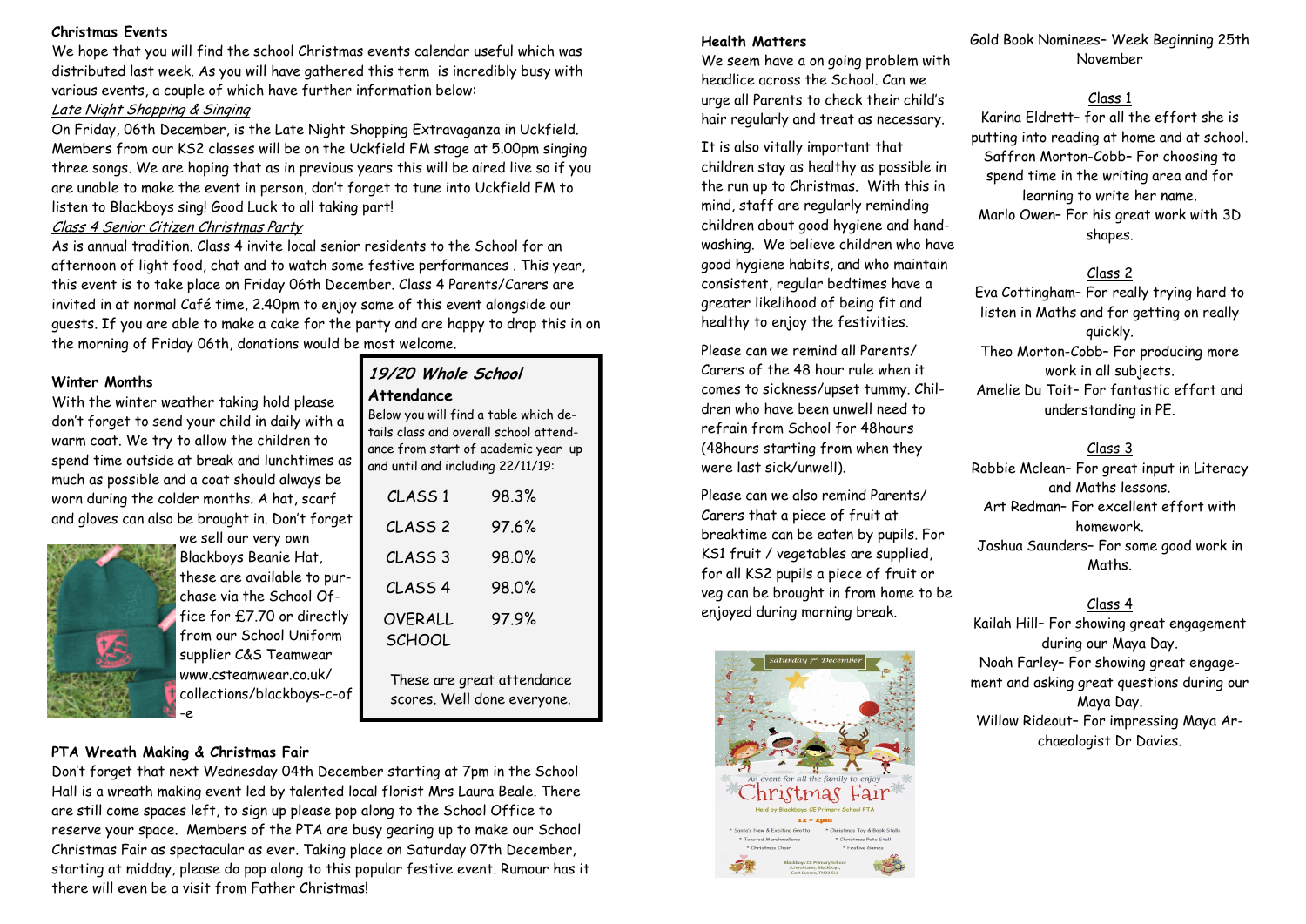### Christmas Events

We hope that you will find the school Christmas events calendar useful which was distributed last week. As you will have gathered this term is incredibly busy with various events, a couple of which have further information below:

*Late Night Shopping & Singing*

On Friday, 06th December, is the Late Night Shopping Extravaganza in Uckfield. Members from our KS2 classes will be on the Uckfield FM stage at 5.00pm singing three songs. We are hoping that as in previous years this will be aired live so if you are unable to make the event in person, don't forget to tune into Uckfield FM to listen to Blackboys sing! Good Luck to all taking part!

*Class 4 Senior Citizen Christmas Party*

As is annual tradition. Class 4 invite local senior residents to the School for an afternoon of light food, chat and to watch some festive performances . This year, this event is to take place on Friday 06th December. Class 4 Parents/Carers are invited in at normal Café time, 2.40pm to enjoy some of this event alongside our guests. If you are able to make a cake for the party and are happy to drop this in on the morning of Friday 06th, donations would be most welcome.

### Winter Months

With the winter weather taking hold please don't forget to send your child in daily with a warm coat. We try to allow the children to spend time outside at break and lunchtimes as much as possible and a coat should always be worn during the colder months. A hat, scarf and gloves can also be brought in. Don't forget we sell our very own Blackboys Beanie Hat, these are available to purchase via the School Office for £7.70 or directly from our School Uniform supplier C&S Teamwear www.csteamwear.co.uk/collections/blackboys-c-of-e

### *19/20 Whole School* Attendance

Below you will find a table which details class and overall school attendance from start of academic year up and until and including 22/11/19:

| | |
|---|---|
| CLASS 1 | 98.3% |
| CLASS 2 | 97.6% |
| CLASS 3 | 98.0% |
| CLASS 4 | 98.0% |
| OVERALL SCHOOL | 97.9% |

These are great attendance scores. Well done everyone.

### PTA Wreath Making & Christmas Fair

Don't forget that next Wednesday 04th December starting at 7pm in the School Hall is a wreath making event led by talented local florist Mrs Laura Beale. There are still come spaces left, to sign up please pop along to the School Office to reserve your space. Members of the PTA are busy gearing up to make our School Christmas Fair as spectacular as ever. Taking place on Saturday 07th December, starting at midday, please do pop along to this popular festive event. Rumour has it there will even be a visit from Father Christmas!

### Health Matters

We seem have a on going problem with headlice across the School. Can we urge all Parents to check their child's hair regularly and treat as necessary.

It is also vitally important that children stay as healthy as possible in the run up to Christmas. With this in mind, staff are regularly reminding children about good hygiene and hand-washing. We believe children who have good hygiene habits, and who maintain consistent, regular bedtimes have a greater likelihood of being fit and healthy to enjoy the festivities.

Please can we remind all Parents/Carers of the 48 hour rule when it comes to sickness/upset tummy. Children who have been unwell need to refrain from School for 48hours (48hours starting from when they were last sick/unwell).

Please can we also remind Parents/Carers that a piece of fruit at breaktime can be eaten by pupils. For KS1 fruit / vegetables are supplied, for all KS2 pupils a piece of fruit or veg can be brought in from home to be enjoyed during morning break.

Saturday 7th December

An event for all the family to enjoy

Christmas Fair

Held by Blackboys CE Primary School PTA

12 – 2pm

* Santa's New & Exciting Grotto
* Toasted Marshmallows
* Christmas Choir
* Christmas Toy & Book Stalls
* Christmas Pots Stall
* Festive Games

Blackboys CE Primary School
School Lane, Blackboys,
East Sussex, TN22 5LL

### Gold Book Nominees– Week Beginning 25th November

**Class 1**

Karina Eldrett– for all the effort she is putting into reading at home and at school.
Saffron Morton-Cobb– For choosing to spend time in the writing area and for learning to write her name.
Marlo Owen– For his great work with 3D shapes.

**Class 2**

Eva Cottingham– For really trying hard to listen in Maths and for getting on really quickly.
Theo Morton-Cobb– For producing more work in the writing area.
Amelie Du Toit– For fantastic effort and understanding in PE.

**Class 3**

Robbie Mclean– For great input in Literacy and Maths lessons.
Art Redman– For excellent effort with homework.
Joshua Saunders– For some good work in Maths.

**Class 4**

Kailah Hill– For showing great engagement during our Maya Day.
Noah Farley– For showing great engagement and asking great questions during our Maya Day.
Willow Rideout– For impressing Maya Archaeologist Dr Davies.